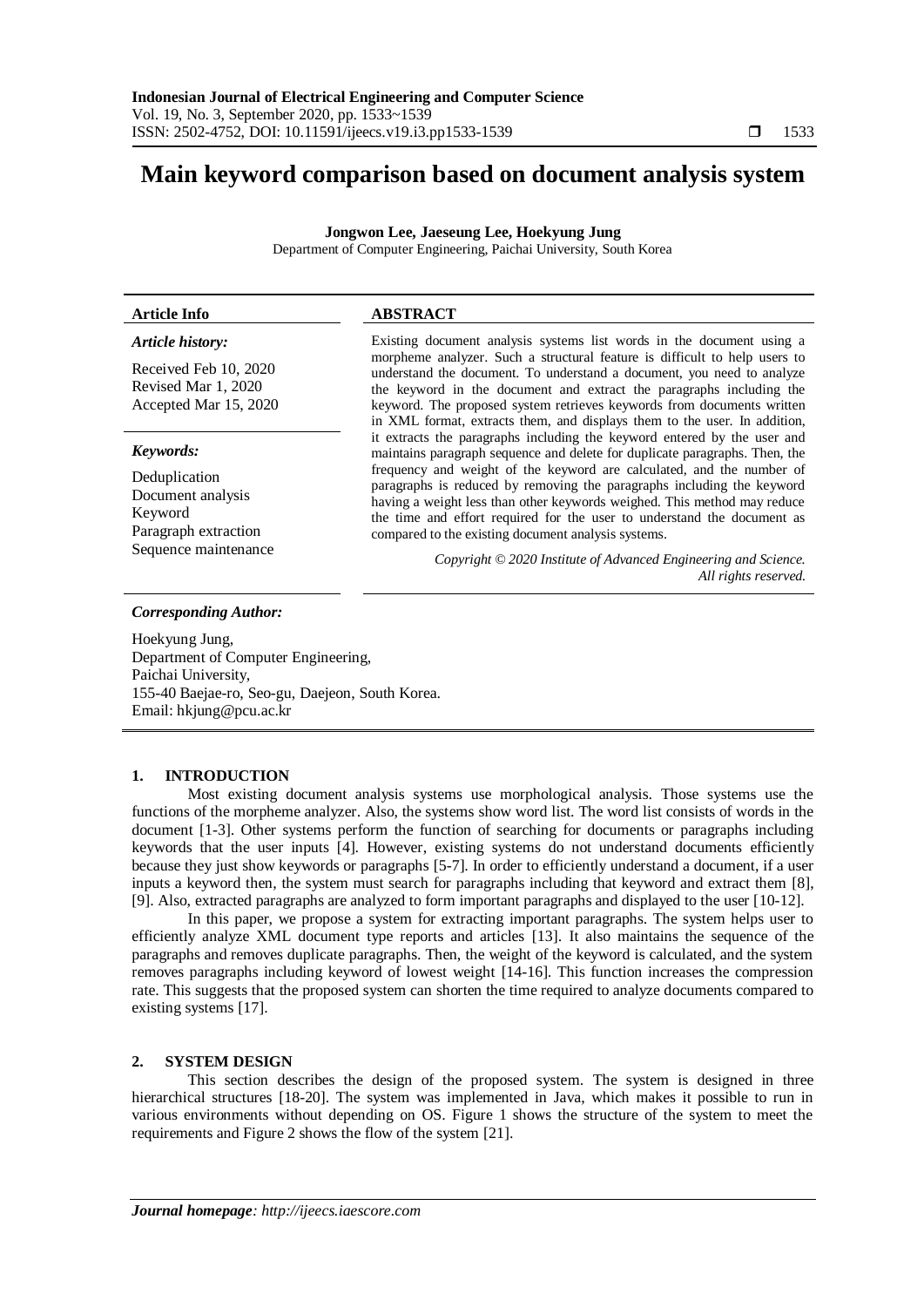# Main keyword comparison based on document analysis system

**Jongwon Lee, Jaeseung Lee, Hoekyung Jung**

Department of Computer Engineering, Paichai University, South Korea

| Article Info | ABSTRACT |
|---|---|
| ***Article history:*** <br> Received Feb 10, 2020 <br> Revised Mar 1, 2020 <br> Accepted Mar 15, 2020 <br><br> ***Keywords:*** <br> Deduplication <br> Document analysis <br> Keyword <br> Paragraph extraction <br> Sequence maintenance | Existing document analysis systems list words in the document using a morpheme analyzer. Such a structural feature is difficult to help users to understand the document. To understand a document, you need to analyze the keyword in the document and extract the paragraphs including the keyword. The proposed system retrieves keywords from documents written in XML format, extracts them, and displays them to the user. In addition, it extracts the paragraphs including the keyword entered by the user and maintains paragraph sequence and delete for duplicate paragraphs. Then, the frequency and weight of the keyword are calculated, and the number of paragraphs is reduced by removing the paragraphs including the keyword having a weight less than other keywords weighed. This method may reduce the time and effort required for the user to understand the document as compared to the existing document analysis systems. <br><br> *Copyright © 2020 Institute of Advanced Engineering and Science. All rights reserved.* |

***Corresponding Author:***

Hoekyung Jung,
Department of Computer Engineering,
Paichai University,
155-40 Baejae-ro, Seo-gu, Daejeon, South Korea.
Email: hkjung@pcu.ac.kr

## 1. INTRODUCTION

Most existing document analysis systems use morphological analysis. Those systems use the functions of the morpheme analyzer. Also, the systems show word list. The word list consists of words in the document [1-3]. Other systems perform the function of searching for documents or paragraphs including keywords that the user inputs [4]. However, existing systems do not understand documents efficiently because they just show keywords or paragraphs [5-7]. In order to efficiently understand a document, if a user inputs a keyword then, the system must search for paragraphs including that keyword and extract them [8], [9]. Also, extracted paragraphs are analyzed to form important paragraphs and displayed to the user [10-12].

In this paper, we propose a system for extracting important paragraphs. The system helps user to efficiently analyze XML document type reports and articles [13]. It also maintains the sequence of the paragraphs and removes duplicate paragraphs. Then, the weight of the keyword is calculated, and the system removes paragraphs including keyword of lowest weight [14-16]. This function increases the compression rate. This suggests that the proposed system can shorten the time required to analyze documents compared to existing systems [17].

## 2. SYSTEM DESIGN

This section describes the design of the proposed system. The system is designed in three hierarchical structures [18-20]. The system was implemented in Java, which makes it possible to run in various environments without depending on OS. Figure 1 shows the structure of the system to meet the requirements and Figure 2 shows the flow of the system [21].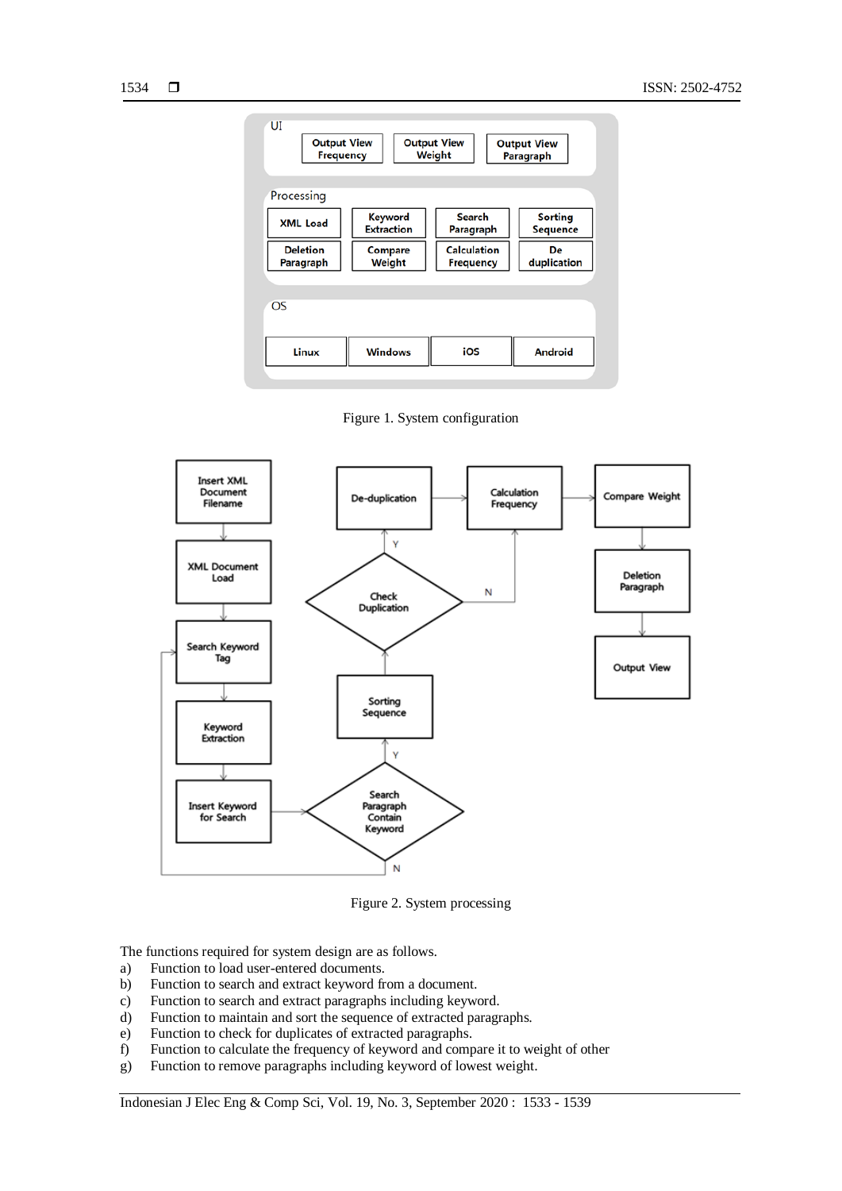Figure 1. System configuration

Figure 2. System processing

The functions required for system design are as follows.

a) Function to load user-entered documents.
b) Function to search and extract keyword from a document.
c) Function to search and extract paragraphs including keyword.
d) Function to maintain and sort the sequence of extracted paragraphs.
e) Function to check for duplicates of extracted paragraphs.
f) Function to calculate the frequency of keyword and compare it to weight of other
g) Function to remove paragraphs including keyword of lowest weight.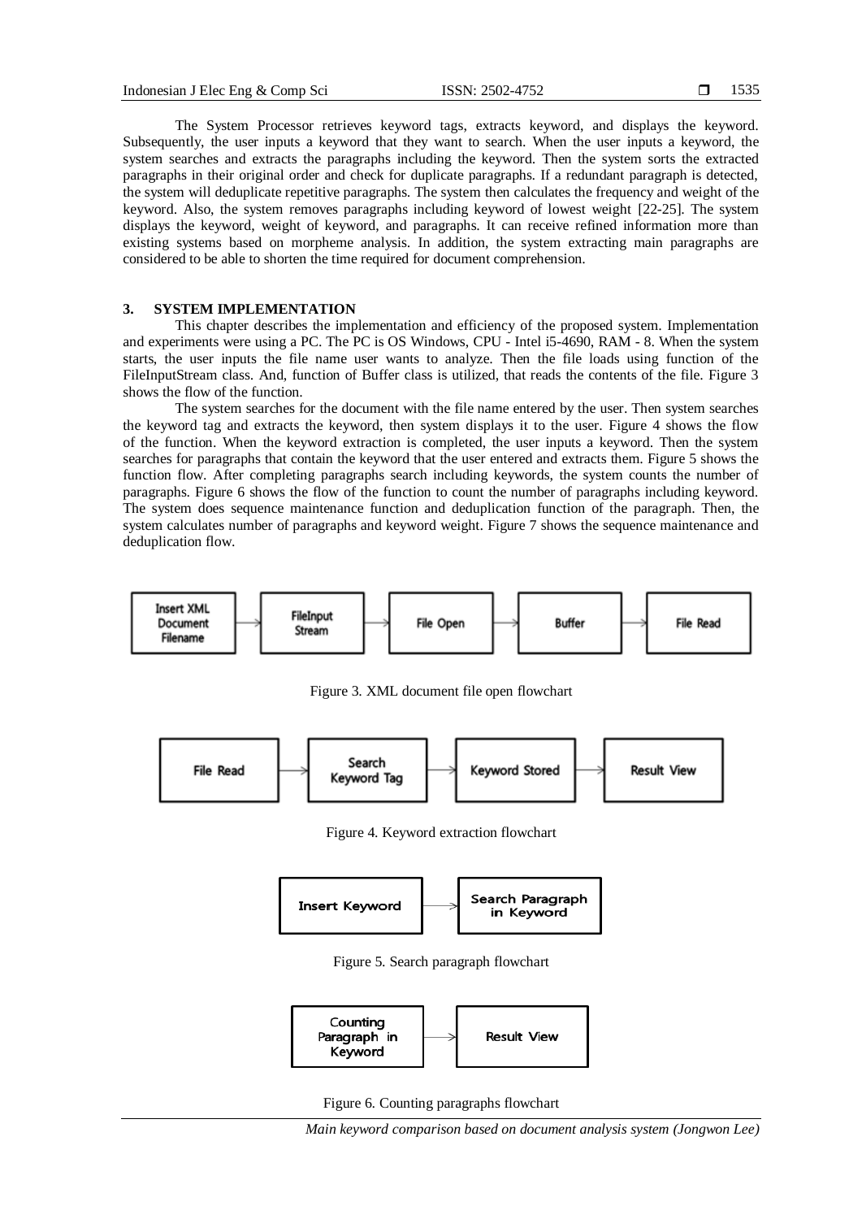The System Processor retrieves keyword tags, extracts keyword, and displays the keyword. Subsequently, the user inputs a keyword that they want to search. When the user inputs a keyword, the system searches and extracts the paragraphs including the keyword. Then the system sorts the extracted paragraphs in their original order and check for duplicate paragraphs. If a redundant paragraph is detected, the system will deduplicate repetitive paragraphs. The system then calculates the frequency and weight of the keyword. Also, the system removes paragraphs including keyword of lowest weight [22-25]. The system displays the keyword, weight of keyword, and paragraphs. It can receive refined information more than existing systems based on morpheme analysis. In addition, the system extracting main paragraphs are considered to be able to shorten the time required for document comprehension.

## 3. SYSTEM IMPLEMENTATION

This chapter describes the implementation and efficiency of the proposed system. Implementation and experiments were using a PC. The PC is OS Windows, CPU - Intel i5-4690, RAM - 8. When the system starts, the user inputs the file name user wants to analyze. Then the file loads using function of the FileInputStream class. And, function of Buffer class is utilized, that reads the contents of the file. Figure 3 shows the flow of the function.

The system searches for the document with the file name entered by the user. Then system searches the keyword tag and extracts the keyword, then system displays it to the user. Figure 4 shows the flow of the function. When the keyword extraction is completed, the user inputs a keyword. Then the system searches for paragraphs that contain the keyword that the user entered and extracts them. Figure 5 shows the function flow. After completing paragraphs search including keywords, the system counts the number of paragraphs. Figure 6 shows the flow of the function to count the number of paragraphs including keyword. The system does sequence maintenance function and deduplication function of the paragraph. Then, the system calculates number of paragraphs and keyword weight. Figure 7 shows the sequence maintenance and deduplication flow.

Insert XML Document Filename → FileInput Stream → File Open → Buffer → File Read

Figure 3. XML document file open flowchart

File Read → Search Keyword Tag → Keyword Stored → Result View

Figure 4. Keyword extraction flowchart

Insert Keyword → Search Paragraph in Keyword

Figure 5. Search paragraph flowchart

Counting Paragraph in Keyword → Result View

Figure 6. Counting paragraphs flowchart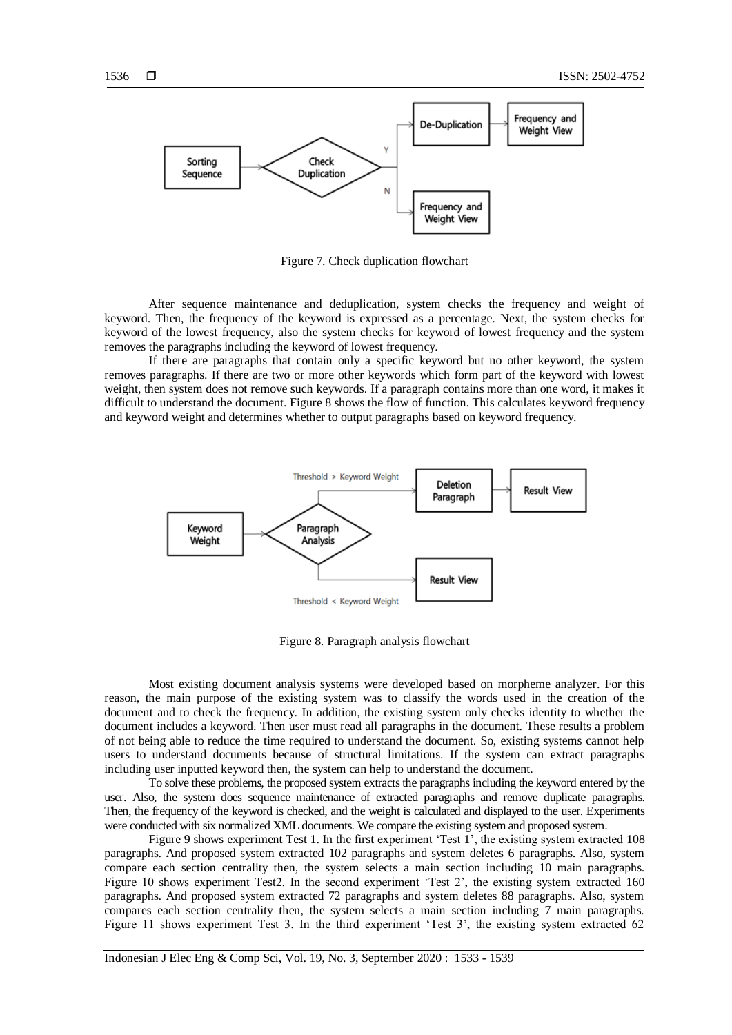Figure 7. Check duplication flowchart

After sequence maintenance and deduplication, system checks the frequency and weight of keyword. Then, the frequency of the keyword is expressed as a percentage. Next, the system checks for keyword of the lowest frequency, also the system checks for keyword of lowest frequency and the system removes the paragraphs including the keyword of lowest frequency.

If there are paragraphs that contain only a specific keyword but no other keyword, the system removes paragraphs. If there are two or more other keywords which form part of the keyword with lowest weight, then system does not remove such keywords. If a paragraph contains more than one word, it makes it difficult to understand the document. Figure 8 shows the flow of function. This calculates keyword frequency and keyword weight and determines whether to output paragraphs based on keyword frequency.

Figure 8. Paragraph analysis flowchart

Most existing document analysis systems were developed based on morpheme analyzer. For this reason, the main purpose of the existing system was to classify the words used in the creation of the document and to check the frequency. In addition, the existing system only checks identity to whether the document includes a keyword. Then user must read all paragraphs in the document. These results a problem of not being able to reduce the time required to understand the document. So, existing systems cannot help users to understand documents because of structural limitations. If the system can extract paragraphs including user inputted keyword then, the system can help to understand the document.

To solve these problems, the proposed system extracts the paragraphs including the keyword entered by the user. Also, the system does sequence maintenance of extracted paragraphs and remove duplicate paragraphs. Then, the frequency of the keyword is checked, and the weight is calculated and displayed to the user. Experiments were conducted with six normalized XML documents. We compare the existing system and proposed system.

Figure 9 shows experiment Test 1. In the first experiment 'Test 1', the existing system extracted 108 paragraphs. And proposed system extracted 102 paragraphs and system deletes 6 paragraphs. Also, system compare each section centrality then, the system selects a main section including 10 main paragraphs. Figure 10 shows experiment Test2. In the second experiment 'Test 2', the existing system extracted 160 paragraphs. And proposed system extracted 72 paragraphs and system deletes 88 paragraphs. Also, system compares each section centrality then, the system selects a main section including 7 main paragraphs. Figure 11 shows experiment Test 3. In the third experiment 'Test 3', the existing system extracted 62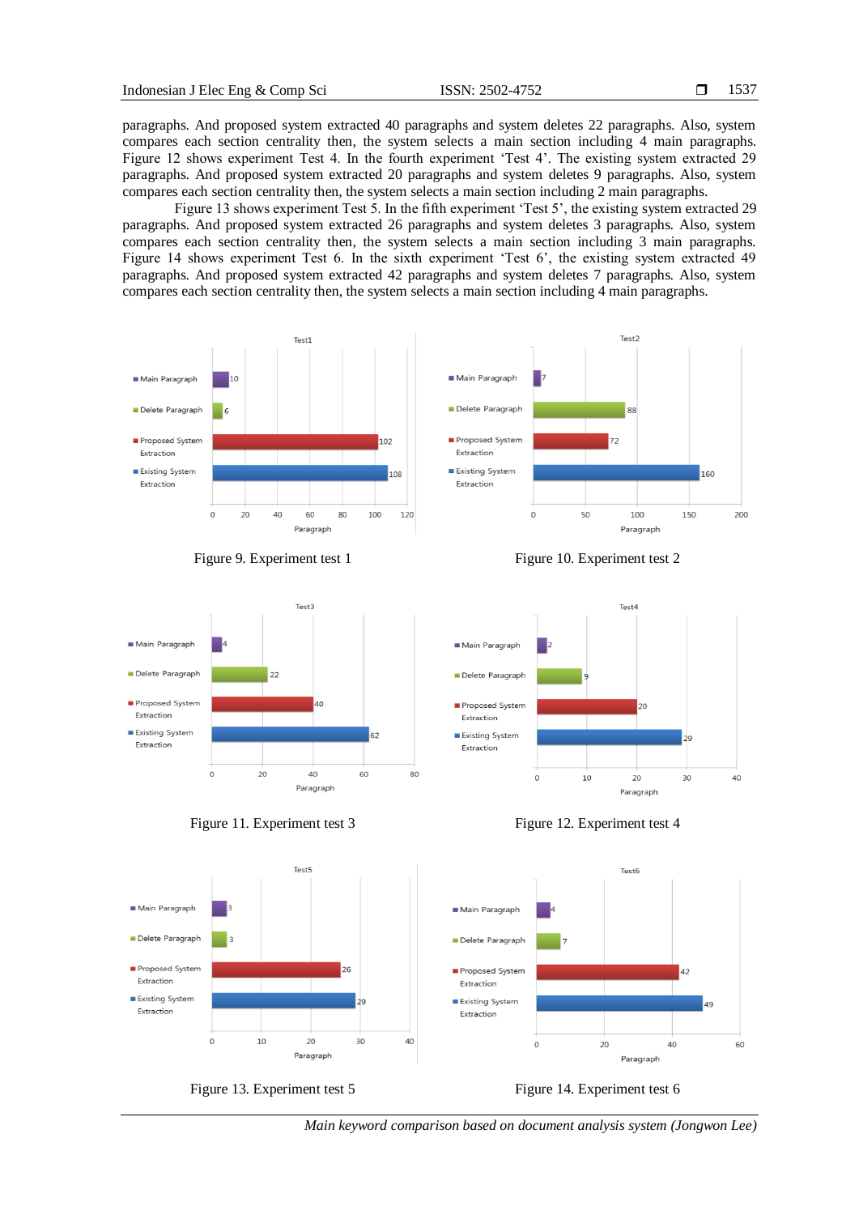paragraphs. And proposed system extracted 40 paragraphs and system deletes 22 paragraphs. Also, system compares each section centrality then, the system selects a main section including 4 main paragraphs. Figure 12 shows experiment Test 4. In the fourth experiment 'Test 4'. The existing system extracted 29 paragraphs. And proposed system extracted 20 paragraphs and system deletes 9 paragraphs. Also, system compares each section centrality then, the system selects a main section including 2 main paragraphs.

Figure 13 shows experiment Test 5. In the fifth experiment 'Test 5', the existing system extracted 29 paragraphs. And proposed system extracted 26 paragraphs and system deletes 3 paragraphs. Also, system compares each section centrality then, the system selects a main section including 3 main paragraphs. Figure 14 shows experiment Test 6. In the sixth experiment 'Test 6', the existing system extracted 49 paragraphs. And proposed system extracted 42 paragraphs and system deletes 7 paragraphs. Also, system compares each section centrality then, the system selects a main section including 4 main paragraphs.

Figure 9. Experiment test 1

Figure 10. Experiment test 2

Figure 11. Experiment test 3

Figure 12. Experiment test 4

Figure 13. Experiment test 5

Figure 14. Experiment test 6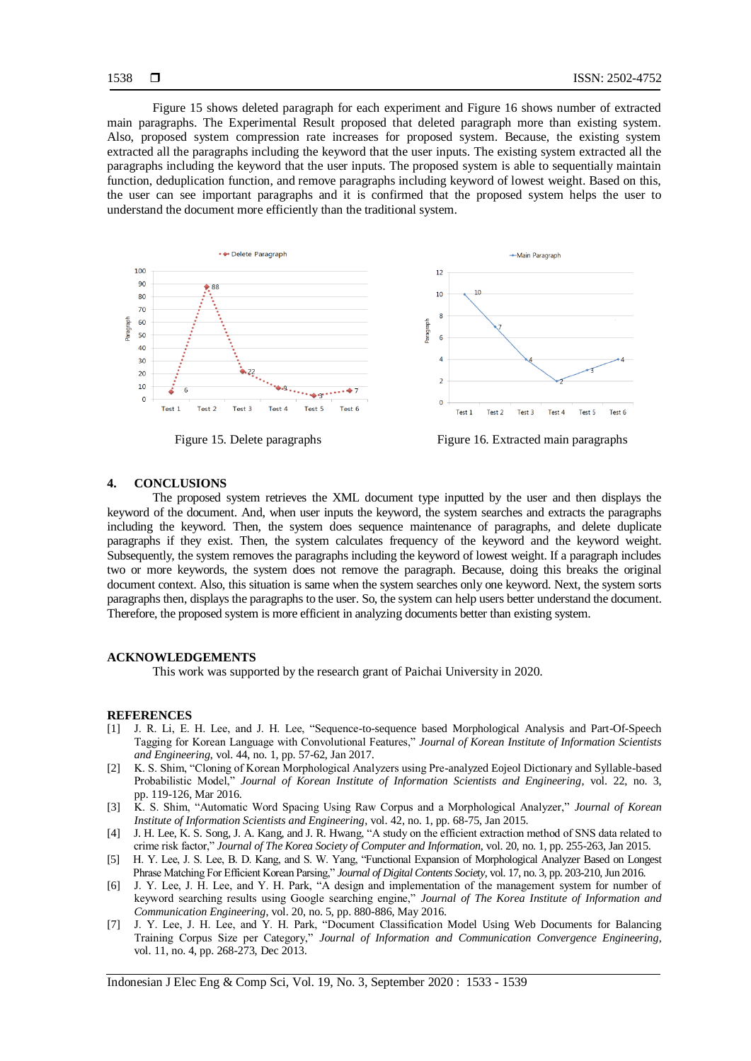Figure 15 shows deleted paragraph for each experiment and Figure 16 shows number of extracted main paragraphs. The Experimental Result proposed that deleted paragraph more than existing system. Also, proposed system compression rate increases for proposed system. Because, the existing system extracted all the paragraphs including the keyword that the user inputs. The existing system extracted all the paragraphs including the keyword that the user inputs. The proposed system is able to sequentially maintain function, deduplication function, and remove paragraphs including keyword of lowest weight. Based on this, the user can see important paragraphs and it is confirmed that the proposed system helps the user to understand the document more efficiently than the traditional system.

Figure 15. Delete paragraphs

Figure 16. Extracted main paragraphs

## 4. CONCLUSIONS

The proposed system retrieves the XML document type inputted by the user and then displays the keyword of the document. And, when user inputs the keyword, the system searches and extracts the paragraphs including the keyword. Then, the system does sequence maintenance of paragraphs, and delete duplicate paragraphs if they exist. Then, the system calculates frequency of the keyword and the keyword weight. Subsequently, the system removes the paragraphs including the keyword of lowest weight. If a paragraph includes two or more keywords, the system does not remove the paragraph. Because, doing this breaks the original document context. Also, this situation is same when the system searches only one keyword. Next, the system sorts paragraphs then, displays the paragraphs to the user. So, the system can help users better understand the document. Therefore, the proposed system is more efficient in analyzing documents better than existing system.

## ACKNOWLEDGEMENTS

This work was supported by the research grant of Paichai University in 2020.

## REFERENCES

[1] J. R. Li, E. H. Lee, and J. H. Lee, "Sequence-to-sequence based Morphological Analysis and Part-Of-Speech Tagging for Korean Language with Convolutional Features," *Journal of Korean Institute of Information Scientists and Engineering*, vol. 44, no. 1, pp. 57-62, Jan 2017.

[2] K. S. Shim, "Cloning of Korean Morphological Analyzers using Pre-analyzed Eojeol Dictionary and Syllable-based Probabilistic Model," *Journal of Korean Institute of Information Scientists and Engineering*, vol. 22, no. 3, pp. 119-126, Mar 2016.

[3] K. S. Shim, "Automatic Word Spacing Using Raw Corpus and a Morphological Analyzer," *Journal of Korean Institute of Information Scientists and Engineering*, vol. 42, no. 1, pp. 68-75, Jan 2015.

[4] J. H. Lee, K. S. Song, J. A. Kang, and J. R. Hwang, "A study on the efficient extraction method of SNS data related to crime risk factor," *Journal of The Korea Society of Computer and Information*, vol. 20, no. 1, pp. 255-263, Jan 2015.

[5] H. Y. Lee, J. S. Lee, B. D. Kang, and S. W. Yang, "Functional Expansion of Morphological Analyzer Based on Longest Phrase Matching For Efficient Korean Parsing," *Journal of Digital Contents Society*, vol. 17, no. 3, pp. 203-210, Jun 2016.

[6] J. Y. Lee, J. H. Lee, and Y. H. Park, "A design and implementation of the management system for number of keyword searching results using Google searching engine," *Journal of The Korea Institute of Information and Communication Engineering*, vol. 20, no. 5, pp. 880-886, May 2016.

[7] J. Y. Lee, J. H. Lee, and Y. H. Park, "Document Classification Model Using Web Documents for Balancing Training Corpus Size per Category," *Journal of Information and Communication Convergence Engineering*, vol. 11, no. 4, pp. 268-273, Dec 2013.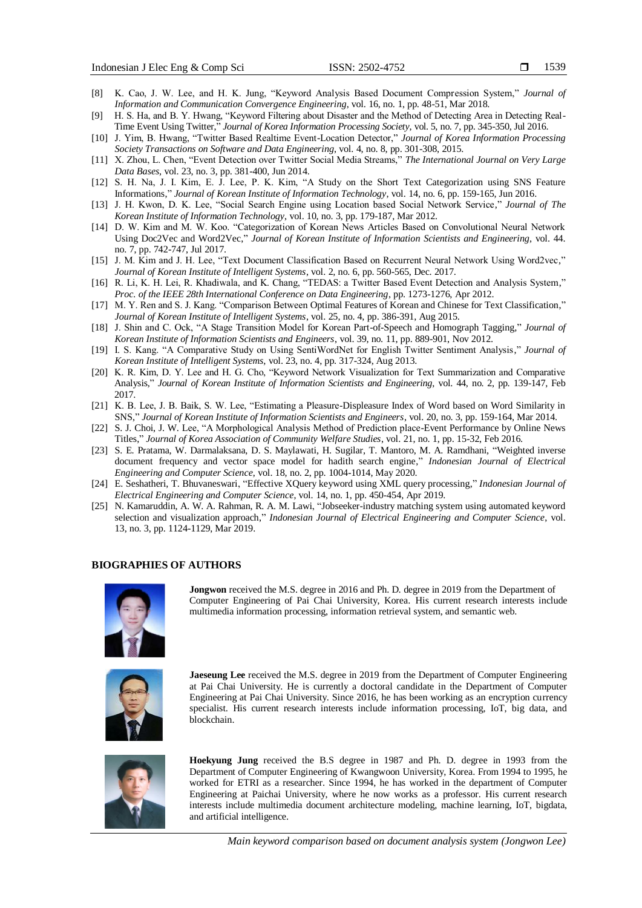[8] K. Cao, J. W. Lee, and H. K. Jung, "Keyword Analysis Based Document Compression System," *Journal of Information and Communication Convergence Engineering*, vol. 16, no. 1, pp. 48-51, Mar 2018.

[9] H. S. Ha, and B. Y. Hwang, "Keyword Filtering about Disaster and the Method of Detecting Area in Detecting Real-Time Event Using Twitter," *Journal of Korea Information Processing Society*, vol. 5, no. 7, pp. 345-350, Jul 2016.

[10] J. Yim, B. Hwang, "Twitter Based Realtime Event-Location Detector," *Journal of Korea Information Processing Society Transactions on Software and Data Engineering*, vol. 4, no. 8, pp. 301-308, 2015.

[11] X. Zhou, L. Chen, "Event Detection over Twitter Social Media Streams," *The International Journal on Very Large Data Bases*, vol. 23, no. 3, pp. 381-400, Jun 2014.

[12] S. H. Na, J. I. Kim, E. J. Lee, P. K. Kim, "A Study on the Short Text Categorization using SNS Feature Informations," *Journal of Korean Institute of Information Technology*, vol. 14, no. 6, pp. 159-165, Jun 2016.

[13] J. H. Kwon, D. K. Lee, "Social Search Engine using Location based Social Network Service," *Journal of The Korean Institute of Information Technology*, vol. 10, no. 3, pp. 179-187, Mar 2012.

[14] D. W. Kim and M. W. Koo. "Categorization of Korean News Articles Based on Convolutional Neural Network Using Doc2Vec and Word2Vec," *Journal of Korean Institute of Information Scientists and Engineering*, vol. 44. no. 7, pp. 742-747, Jul 2017.

[15] J. M. Kim and J. H. Lee, "Text Document Classification Based on Recurrent Neural Network Using Word2vec," *Journal of Korean Institute of Intelligent Systems*, vol. 2, no. 6, pp. 560-565, Dec. 2017.

[16] R. Li, K. H. Lei, R. Khadiwala, and K. Chang, "TEDAS: a Twitter Based Event Detection and Analysis System," *Proc. of the IEEE 28th International Conference on Data Engineering*, pp. 1273-1276, Apr 2012.

[17] M. Y. Ren and S. J. Kang. "Comparison Between Optimal Features of Korean and Chinese for Text Classification," *Journal of Korean Institute of Intelligent Systems*, vol. 25, no. 4, pp. 386-391, Aug 2015.

[18] J. Shin and C. Ock, "A Stage Transition Model for Korean Part-of-Speech and Homograph Tagging," *Journal of Korean Institute of Information Scientists and Engineers*, vol. 39, no. 11, pp. 889-901, Nov 2012.

[19] I. S. Kang. "A Comparative Study on Using SentiWordNet for English Twitter Sentiment Analysis," *Journal of Korean Institute of Intelligent Systems*, vol. 23, no. 4, pp. 317-324, Aug 2013.

[20] K. R. Kim, D. Y. Lee and H. G. Cho, "Keyword Network Visualization for Text Summarization and Comparative Analysis," *Journal of Korean Institute of Information Scientists and Engineering*, vol. 44, no. 2, pp. 139-147, Feb 2017.

[21] K. B. Lee, J. B. Baik, S. W. Lee, "Estimating a Pleasure-Displeasure Index of Word based on Word Similarity in SNS," *Journal of Korean Institute of Information Scientists and Engineers*, vol. 20, no. 3, pp. 159-164, Mar 2014.

[22] S. J. Choi, J. W. Lee, "A Morphological Analysis Method of Prediction place-Event Performance by Online News Titles," *Journal of Korea Association of Community Welfare Studies*, vol. 21, no. 1, pp. 15-32, Feb 2016.

[23] S. E. Pratama, W. Darmalaksana, D. S. Maylawati, H. Sugilar, T. Mantoro, M. A. Ramdhani, "Weighted inverse document frequency and vector space model for hadith search engine," *Indonesian Journal of Electrical Engineering and Computer Science*, vol. 18, no. 2, pp. 1004-1014, May 2020.

[24] E. Seshatheri, T. Bhuvaneswari, "Effective XQuery keyword using XML query processing," *Indonesian Journal of Electrical Engineering and Computer Science*, vol. 14, no. 1, pp. 450-454, Apr 2019.

[25] N. Kamaruddin, A. W. A. Rahman, R. A. M. Lawi, "Jobseeker-industry matching system using automated keyword selection and visualization approach," *Indonesian Journal of Electrical Engineering and Computer Science*, vol. 13, no. 3, pp. 1124-1129, Mar 2019.

## BIOGRAPHIES OF AUTHORS

**Jongwon** received the M.S. degree in 2016 and Ph. D. degree in 2019 from the Department of Computer Engineering of Pai Chai University, Korea. His current research interests include multimedia information processing, information retrieval system, and semantic web.

**Jaeseung Lee** received the M.S. degree in 2019 from the Department of Computer Engineering at Pai Chai University. He is currently a doctoral candidate in the Department of Computer Engineering at Pai Chai University. Since 2016, he has been working as an encryption currency specialist. His current research interests include information processing, IoT, big data, and blockchain.

**Hoekyung Jung** received the B.S degree in 1987 and Ph. D. degree in 1993 from the Department of Computer Engineering of Kwangwoon University, Korea. From 1994 to 1995, he worked for ETRI as a researcher. Since 1994, he has worked in the department of Computer Engineering at Paichai University, where he now works as a professor. His current research interests include multimedia document architecture modeling, machine learning, IoT, bigdata, and artificial intelligence.